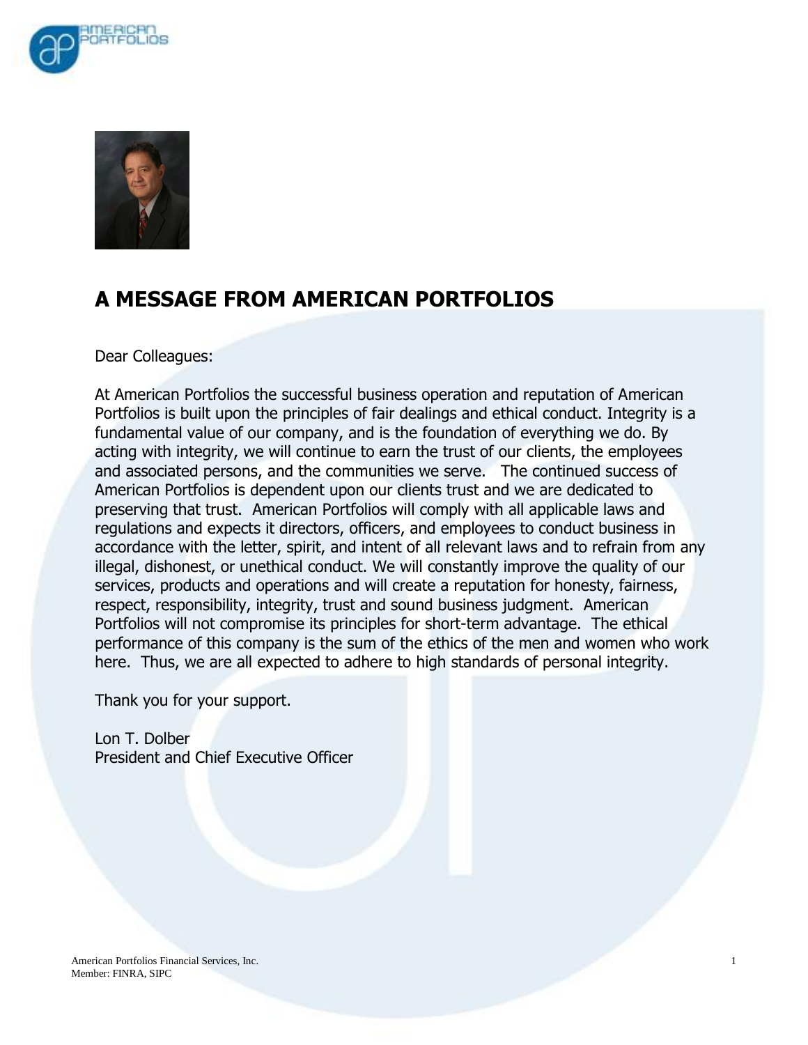# A MESSAGE FROM AMERICAN PORTFOLIOS

Dear Colleagues:

At American Portfolios the successful business operation and reputation of American Portfolios is built upon the principles of fair dealings and ethical conduct. Integrity is a fundamental value of our company, and is the foundation of everything we do. By acting with integrity, we will continue to earn the trust of our clients, the employees and associated persons, and the communities we serve. The continued success of American Portfolios is dependent upon our clients trust and we are dedicated to preserving that trust. American Portfolios will comply with all applicable laws and regulations and expects it directors, officers, and employees to conduct business in accordance with the letter, spirit, and intent of all relevant laws and to refrain from any illegal, dishonest, or unethical conduct. We will constantly improve the quality of our services, products and operations and will create a reputation for honesty, fairness, respect, responsibility, integrity, trust and sound business judgment. American Portfolios will not compromise its principles for short-term advantage. The ethical performance of this company is the sum of the ethics of the men and women who work here. Thus, we are all expected to adhere to high standards of personal integrity.

Thank you for your support.

Lon T. Dolber
President and Chief Executive Officer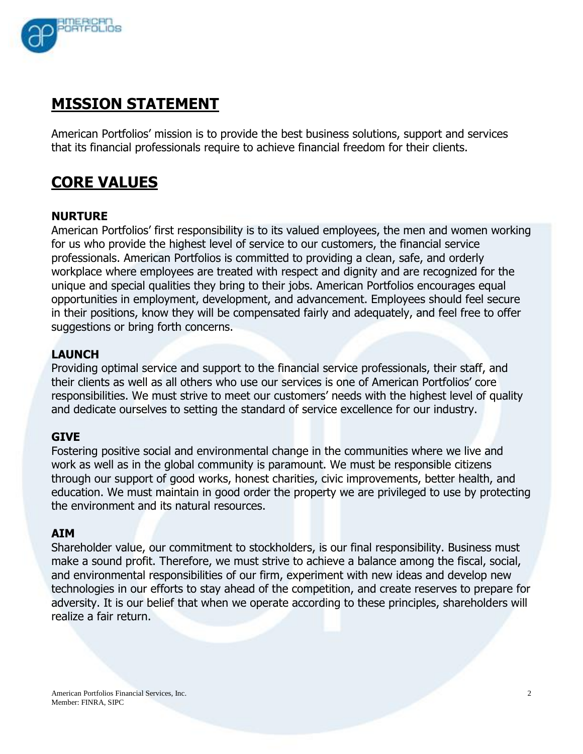## MISSION STATEMENT

American Portfolios' mission is to provide the best business solutions, support and services that its financial professionals require to achieve financial freedom for their clients.

## CORE VALUES

**NURTURE**

American Portfolios' first responsibility is to its valued employees, the men and women working for us who provide the highest level of service to our customers, the financial service professionals. American Portfolios is committed to providing a clean, safe, and orderly workplace where employees are treated with respect and dignity and are recognized for the unique and special qualities they bring to their jobs. American Portfolios encourages equal opportunities in employment, development, and advancement. Employees should feel secure in their positions, know they will be compensated fairly and adequately, and feel free to offer suggestions or bring forth concerns.

**LAUNCH**

Providing optimal service and support to the financial service professionals, their staff, and their clients as well as all others who use our services is one of American Portfolios' core responsibilities. We must strive to meet our customers' needs with the highest level of quality and dedicate ourselves to setting the standard of service excellence for our industry.

**GIVE**

Fostering positive social and environmental change in the communities where we live and work as well as in the global community is paramount. We must be responsible citizens through our support of good works, honest charities, civic improvements, better health, and education. We must maintain in good order the property we are privileged to use by protecting the environment and its natural resources.

**AIM**

Shareholder value, our commitment to stockholders, is our final responsibility. Business must make a sound profit. Therefore, we must strive to achieve a balance among the fiscal, social, and environmental responsibilities of our firm, experiment with new ideas and develop new technologies in our efforts to stay ahead of the competition, and create reserves to prepare for adversity. It is our belief that when we operate according to these principles, shareholders will realize a fair return.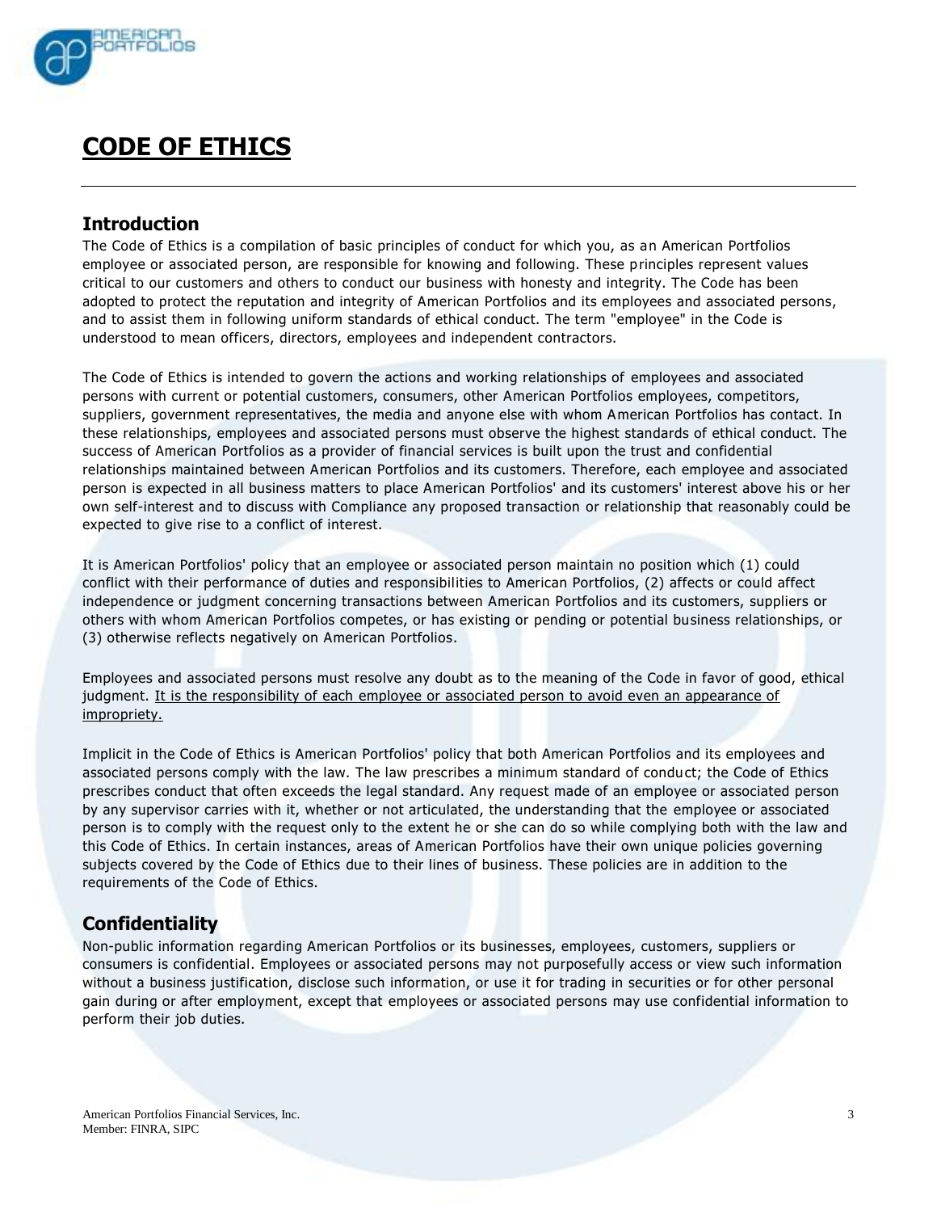# CODE OF ETHICS

## Introduction

The Code of Ethics is a compilation of basic principles of conduct for which you, as an American Portfolios employee or associated person, are responsible for knowing and following. These principles represent values critical to our customers and others to conduct our business with honesty and integrity. The Code has been adopted to protect the reputation and integrity of American Portfolios and its employees and associated persons, and to assist them in following uniform standards of ethical conduct. The term "employee" in the Code is understood to mean officers, directors, employees and independent contractors.

The Code of Ethics is intended to govern the actions and working relationships of employees and associated persons with current or potential customers, consumers, other American Portfolios employees, competitors, suppliers, government representatives, the media and anyone else with whom American Portfolios has contact. In these relationships, employees and associated persons must observe the highest standards of ethical conduct. The success of American Portfolios as a provider of financial services is built upon the trust and confidential relationships maintained between American Portfolios and its customers. Therefore, each employee and associated person is expected in all business matters to place American Portfolios' and its customers' interest above his or her own self-interest and to discuss with Compliance any proposed transaction or relationship that reasonably could be expected to give rise to a conflict of interest.

It is American Portfolios' policy that an employee or associated person maintain no position which (1) could conflict with their performance of duties and responsibilities to American Portfolios, (2) affects or could affect independence or judgment concerning transactions between American Portfolios and its customers, suppliers or others with whom American Portfolios competes, or has existing or pending or potential business relationships, or (3) otherwise reflects negatively on American Portfolios.

Employees and associated persons must resolve any doubt as to the meaning of the Code in favor of good, ethical judgment. <u>It is the responsibility of each employee or associated person to avoid even an appearance of impropriety.</u>

Implicit in the Code of Ethics is American Portfolios' policy that both American Portfolios and its employees and associated persons comply with the law. The law prescribes a minimum standard of conduct; the Code of Ethics prescribes conduct that often exceeds the legal standard. Any request made of an employee or associated person by any supervisor carries with it, whether or not articulated, the understanding that the employee or associated person is to comply with the request only to the extent he or she can do so while complying both with the law and this Code of Ethics. In certain instances, areas of American Portfolios have their own unique policies governing subjects covered by the Code of Ethics due to their lines of business. These policies are in addition to the requirements of the Code of Ethics.

## Confidentiality

Non-public information regarding American Portfolios or its businesses, employees, customers, suppliers or consumers is confidential. Employees or associated persons may not purposefully access or view such information without a business justification, disclose such information, or use it for trading in securities or for other personal gain during or after employment, except that employees or associated persons may use confidential information to perform their job duties.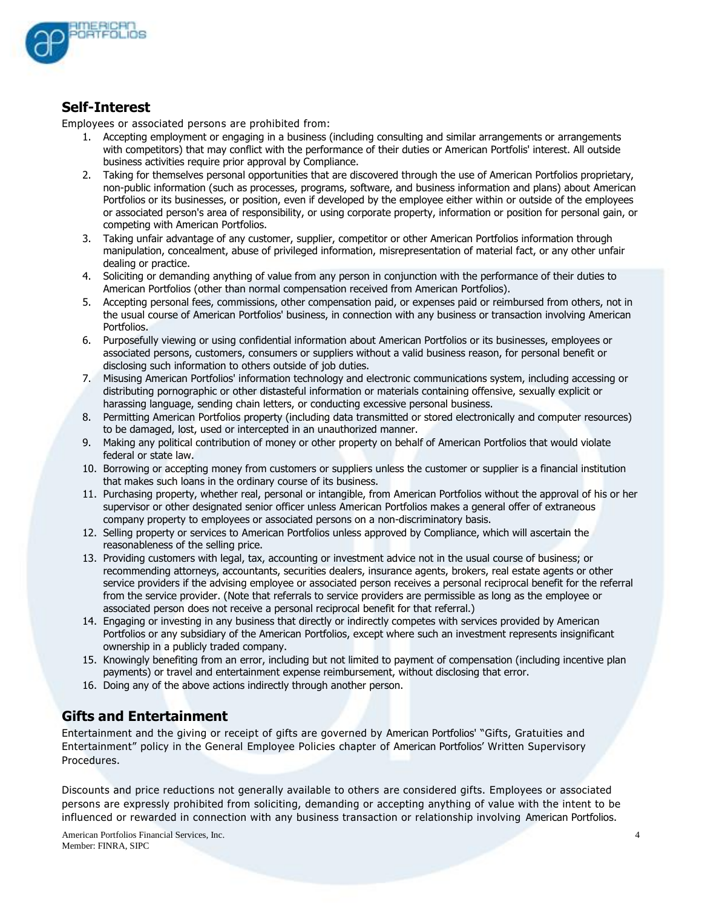## Self-Interest

Employees or associated persons are prohibited from:

1. Accepting employment or engaging in a business (including consulting and similar arrangements or arrangements with competitors) that may conflict with the performance of their duties or American Portfolis' interest. All outside business activities require prior approval by Compliance.
2. Taking for themselves personal opportunities that are discovered through the use of American Portfolios proprietary, non-public information (such as processes, programs, software, and business information and plans) about American Portfolios or its businesses, or position, even if developed by the employee either within or outside of the employees or associated person's area of responsibility, or using corporate property, information or position for personal gain, or competing with American Portfolios.
3. Taking unfair advantage of any customer, supplier, competitor or other American Portfolios information through manipulation, concealment, abuse of privileged information, misrepresentation of material fact, or any other unfair dealing or practice.
4. Soliciting or demanding anything of value from any person in conjunction with the performance of their duties to American Portfolios (other than normal compensation received from American Portfolios).
5. Accepting personal fees, commissions, other compensation paid, or expenses paid or reimbursed from others, not in the usual course of American Portfolios' business, in connection with any business or transaction involving American Portfolios.
6. Purposefully viewing or using confidential information about American Portfolios or its businesses, employees or associated persons, customers, consumers or suppliers without a valid business reason, for personal benefit or disclosing such information to others outside of job duties.
7. Misusing American Portfolios' information technology and electronic communications system, including accessing or distributing pornographic or other distasteful information or materials containing offensive, sexually explicit or harassing language, sending chain letters, or conducting excessive personal business.
8. Permitting American Portfolios property (including data transmitted or stored electronically and computer resources) to be damaged, lost, used or intercepted in an unauthorized manner.
9. Making any political contribution of money or other property on behalf of American Portfolios that would violate federal or state law.
10. Borrowing or accepting money from customers or suppliers unless the customer or supplier is a financial institution that makes such loans in the ordinary course of its business.
11. Purchasing property, whether real, personal or intangible, from American Portfolios without the approval of his or her supervisor or other designated senior officer unless American Portfolios makes a general offer of extraneous company property to employees or associated persons on a non-discriminatory basis.
12. Selling property or services to American Portfolios unless approved by Compliance, which will ascertain the reasonableness of the selling price.
13. Providing customers with legal, tax, accounting or investment advice not in the usual course of business; or recommending attorneys, accountants, securities dealers, insurance agents, brokers, real estate agents or other service providers if the advising employee or associated person receives a personal reciprocal benefit for the referral from the service provider. (Note that referrals to service providers are permissible as long as the employee or associated person does not receive a personal reciprocal benefit for that referral.)
14. Engaging or investing in any business that directly or indirectly competes with services provided by American Portfolios or any subsidiary of the American Portfolios, except where such an investment represents insignificant ownership in a publicly traded company.
15. Knowingly benefiting from an error, including but not limited to payment of compensation (including incentive plan payments) or travel and entertainment expense reimbursement, without disclosing that error.
16. Doing any of the above actions indirectly through another person.

## Gifts and Entertainment

Entertainment and the giving or receipt of gifts are governed by American Portfolios' "Gifts, Gratuities and Entertainment" policy in the General Employee Policies chapter of American Portfolios' Written Supervisory Procedures.

Discounts and price reductions not generally available to others are considered gifts. Employees or associated persons are expressly prohibited from soliciting, demanding or accepting anything of value with the intent to be influenced or rewarded in connection with any business transaction or relationship involving American Portfolios.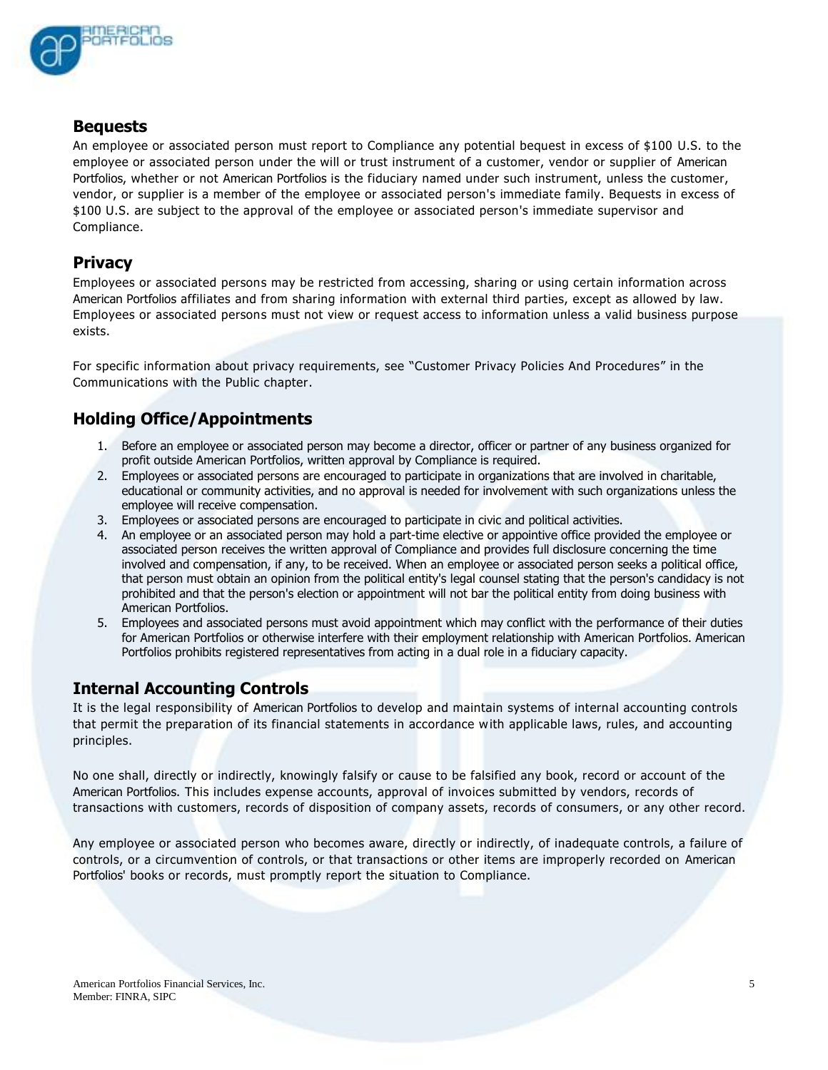## Bequests

An employee or associated person must report to Compliance any potential bequest in excess of $100 U.S. to the employee or associated person under the will or trust instrument of a customer, vendor or supplier of American Portfolios, whether or not American Portfolios is the fiduciary named under such instrument, unless the customer, vendor, or supplier is a member of the employee or associated person's immediate family. Bequests in excess of $100 U.S. are subject to the approval of the employee or associated person's immediate supervisor and Compliance.

## Privacy

Employees or associated persons may be restricted from accessing, sharing or using certain information across American Portfolios affiliates and from sharing information with external third parties, except as allowed by law. Employees or associated persons must not view or request access to information unless a valid business purpose exists.

For specific information about privacy requirements, see "Customer Privacy Policies And Procedures" in the Communications with the Public chapter.

## Holding Office/Appointments

1. Before an employee or associated person may become a director, officer or partner of any business organized for profit outside American Portfolios, written approval by Compliance is required.
2. Employees or associated persons are encouraged to participate in organizations that are involved in charitable, educational or community activities, and no approval is needed for involvement with such organizations unless the employee will receive compensation.
3. Employees or associated persons are encouraged to participate in civic and political activities.
4. An employee or an associated person may hold a part-time elective or appointive office provided the employee or associated person receives the written approval of Compliance and provides full disclosure concerning the time involved and compensation, if any, to be received. When an employee or associated person seeks a political office, that person must obtain an opinion from the political entity's legal counsel stating that the person's candidacy is not prohibited and that the person's election or appointment will not bar the political entity from doing business with American Portfolios.
5. Employees and associated persons must avoid appointment which may conflict with the performance of their duties for American Portfolios or otherwise interfere with their employment relationship with American Portfolios. American Portfolios prohibits registered representatives from acting in a dual role in a fiduciary capacity.

## Internal Accounting Controls

It is the legal responsibility of American Portfolios to develop and maintain systems of internal accounting controls that permit the preparation of its financial statements in accordance with applicable laws, rules, and accounting principles.

No one shall, directly or indirectly, knowingly falsify or cause to be falsified any book, record or account of the American Portfolios. This includes expense accounts, approval of invoices submitted by vendors, records of transactions with customers, records of disposition of company assets, records of consumers, or any other record.

Any employee or associated person who becomes aware, directly or indirectly, of inadequate controls, a failure of controls, or a circumvention of controls, or that transactions or other items are improperly recorded on American Portfolios' books or records, must promptly report the situation to Compliance.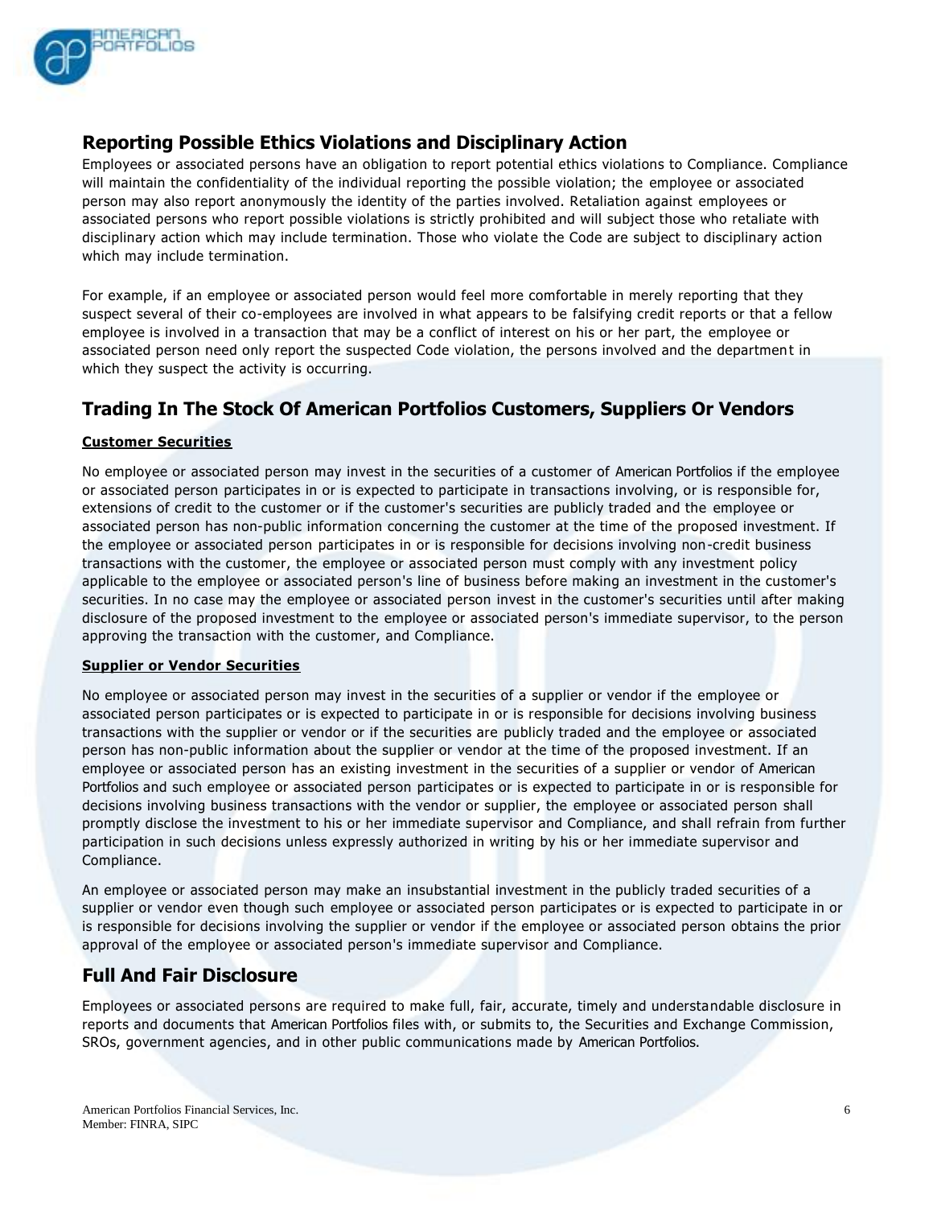## Reporting Possible Ethics Violations and Disciplinary Action

Employees or associated persons have an obligation to report potential ethics violations to Compliance. Compliance will maintain the confidentiality of the individual reporting the possible violation; the employee or associated person may also report anonymously the identity of the parties involved. Retaliation against employees or associated persons who report possible violations is strictly prohibited and will subject those who retaliate with disciplinary action which may include termination. Those who violate the Code are subject to disciplinary action which may include termination.

For example, if an employee or associated person would feel more comfortable in merely reporting that they suspect several of their co-employees are involved in what appears to be falsifying credit reports or that a fellow employee is involved in a transaction that may be a conflict of interest on his or her part, the employee or associated person need only report the suspected Code violation, the persons involved and the department in which they suspect the activity is occurring.

## Trading In The Stock Of American Portfolios Customers, Suppliers Or Vendors

**Customer Securities**

No employee or associated person may invest in the securities of a customer of American Portfolios if the employee or associated person participates in or is expected to participate in transactions involving, or is responsible for, extensions of credit to the customer or if the customer's securities are publicly traded and the employee or associated person has non-public information concerning the customer at the time of the proposed investment. If the employee or associated person participates in or is responsible for decisions involving non-credit business transactions with the customer, the employee or associated person must comply with any investment policy applicable to the employee or associated person's line of business before making an investment in the customer's securities. In no case may the employee or associated person invest in the customer's securities until after making disclosure of the proposed investment to the employee or associated person's immediate supervisor, to the person approving the transaction with the customer, and Compliance.

**Supplier or Vendor Securities**

No employee or associated person may invest in the securities of a supplier or vendor if the employee or associated person participates or is expected to participate in or is responsible for decisions involving business transactions with the supplier or vendor or if the securities are publicly traded and the employee or associated person has non-public information about the supplier or vendor at the time of the proposed investment. If an employee or associated person has an existing investment in the securities of a supplier or vendor of American Portfolios and such employee or associated person participates or is expected to participate in or is responsible for decisions involving business transactions with the vendor or supplier, the employee or associated person shall promptly disclose the investment to his or her immediate supervisor and Compliance, and shall refrain from further participation in such decisions unless expressly authorized in writing by his or her immediate supervisor and Compliance.

An employee or associated person may make an insubstantial investment in the publicly traded securities of a supplier or vendor even though such employee or associated person participates or is expected to participate in or is responsible for decisions involving the supplier or vendor if the employee or associated person obtains the prior approval of the employee or associated person's immediate supervisor and Compliance.

## Full And Fair Disclosure

Employees or associated persons are required to make full, fair, accurate, timely and understandable disclosure in reports and documents that American Portfolios files with, or submits to, the Securities and Exchange Commission, SROs, government agencies, and in other public communications made by American Portfolios.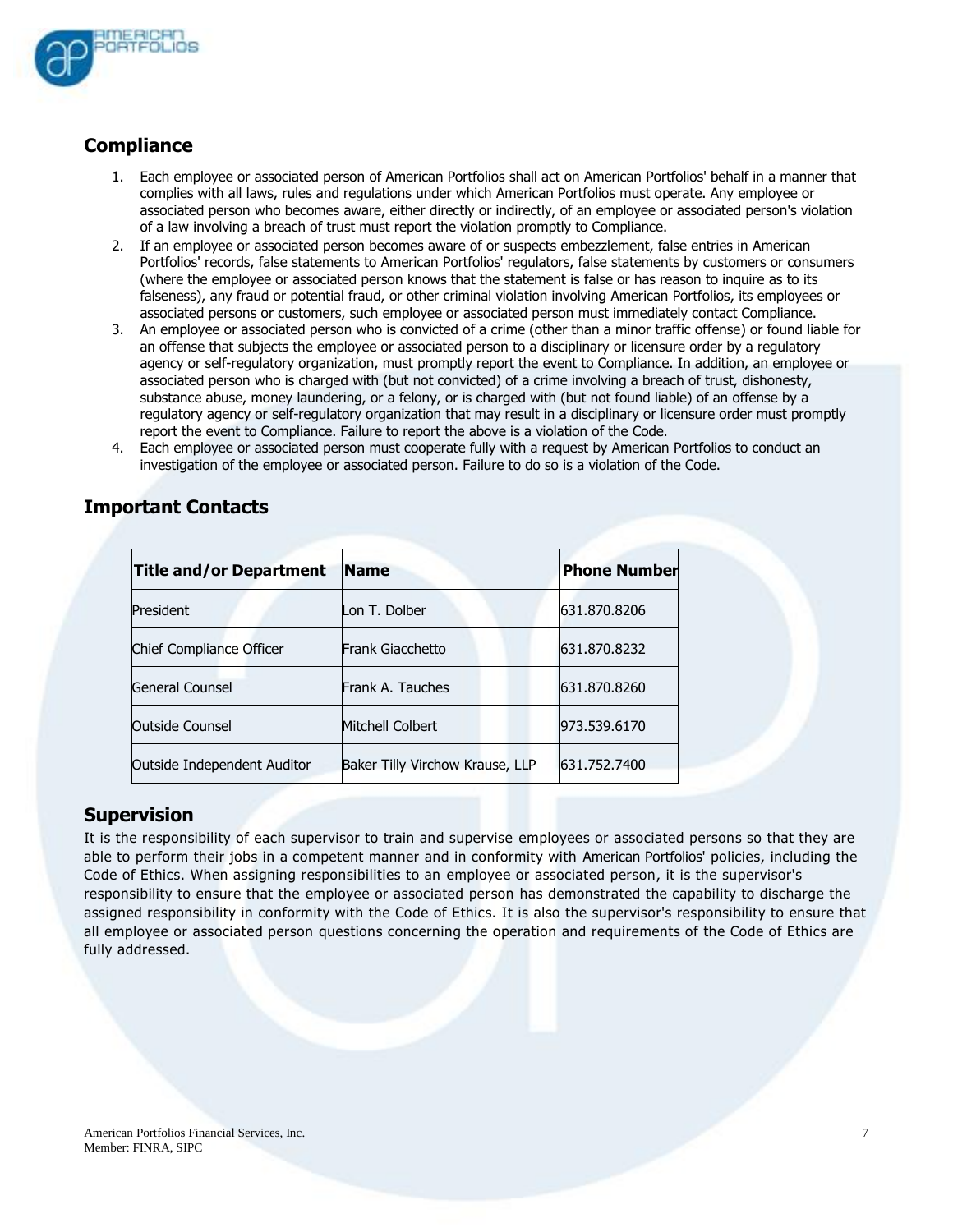## Compliance

1. Each employee or associated person of American Portfolios shall act on American Portfolios' behalf in a manner that complies with all laws, rules and regulations under which American Portfolios must operate. Any employee or associated person who becomes aware, either directly or indirectly, of an employee or associated person's violation of a law involving a breach of trust must report the violation promptly to Compliance.
2. If an employee or associated person becomes aware of or suspects embezzlement, false entries in American Portfolios' records, false statements to American Portfolios' regulators, false statements by customers or consumers (where the employee or associated person knows that the statement is false or has reason to inquire as to its falseness), any fraud or potential fraud, or other criminal violation involving American Portfolios, its employees or associated persons or customers, such employee or associated person must immediately contact Compliance.
3. An employee or associated person who is convicted of a crime (other than a minor traffic offense) or found liable for an offense that subjects the employee or associated person to a disciplinary or licensure order by a regulatory agency or self-regulatory organization, must promptly report the event to Compliance. In addition, an employee or associated person who is charged with (but not convicted) of a crime involving a breach of trust, dishonesty, substance abuse, money laundering, or a felony, or is charged with (but not found liable) of an offense by a regulatory agency or self-regulatory organization that may result in a disciplinary or licensure order must promptly report the event to Compliance. Failure to report the above is a violation of the Code.
4. Each employee or associated person must cooperate fully with a request by American Portfolios to conduct an investigation of the employee or associated person. Failure to do so is a violation of the Code.

## Important Contacts

| Title and/or Department | Name | Phone Number |
|---|---|---|
| President | Lon T. Dolber | 631.870.8206 |
| Chief Compliance Officer | Frank Giacchetto | 631.870.8232 |
| General Counsel | Frank A. Tauches | 631.870.8260 |
| Outside Counsel | Mitchell Colbert | 973.539.6170 |
| Outside Independent Auditor | Baker Tilly Virchow Krause, LLP | 631.752.7400 |

## Supervision

It is the responsibility of each supervisor to train and supervise employees or associated persons so that they are able to perform their jobs in a competent manner and in conformity with American Portfolios' policies, including the Code of Ethics. When assigning responsibilities to an employee or associated person, it is the supervisor's responsibility to ensure that the employee or associated person has demonstrated the capability to discharge the assigned responsibility in conformity with the Code of Ethics. It is also the supervisor's responsibility to ensure that all employee or associated person questions concerning the operation and requirements of the Code of Ethics are fully addressed.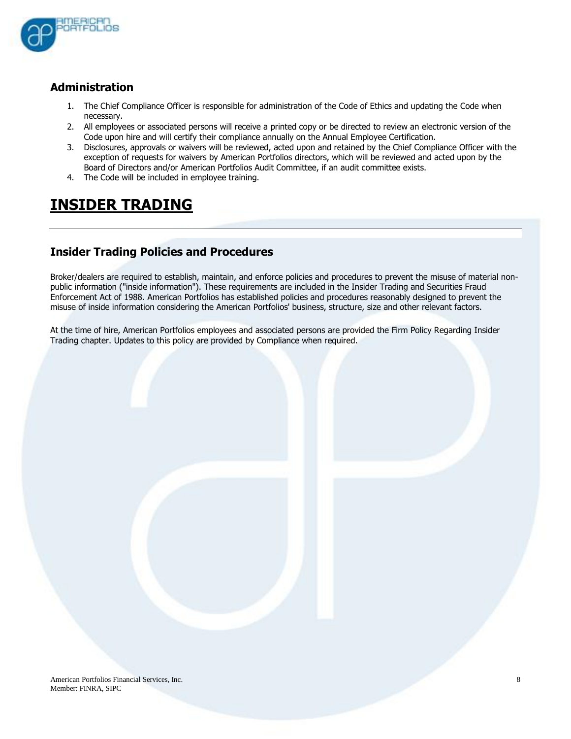## Administration

1. The Chief Compliance Officer is responsible for administration of the Code of Ethics and updating the Code when necessary.
2. All employees or associated persons will receive a printed copy or be directed to review an electronic version of the Code upon hire and will certify their compliance annually on the Annual Employee Certification.
3. Disclosures, approvals or waivers will be reviewed, acted upon and retained by the Chief Compliance Officer with the exception of requests for waivers by American Portfolios directors, which will be reviewed and acted upon by the Board of Directors and/or American Portfolios Audit Committee, if an audit committee exists.
4. The Code will be included in employee training.

# INSIDER TRADING

---

## Insider Trading Policies and Procedures

Broker/dealers are required to establish, maintain, and enforce policies and procedures to prevent the misuse of material non-public information ("inside information"). These requirements are included in the Insider Trading and Securities Fraud Enforcement Act of 1988. American Portfolios has established policies and procedures reasonably designed to prevent the misuse of inside information considering the American Portfolios' business, structure, size and other relevant factors.

At the time of hire, American Portfolios employees and associated persons are provided the Firm Policy Regarding Insider Trading chapter. Updates to this policy are provided by Compliance when required.